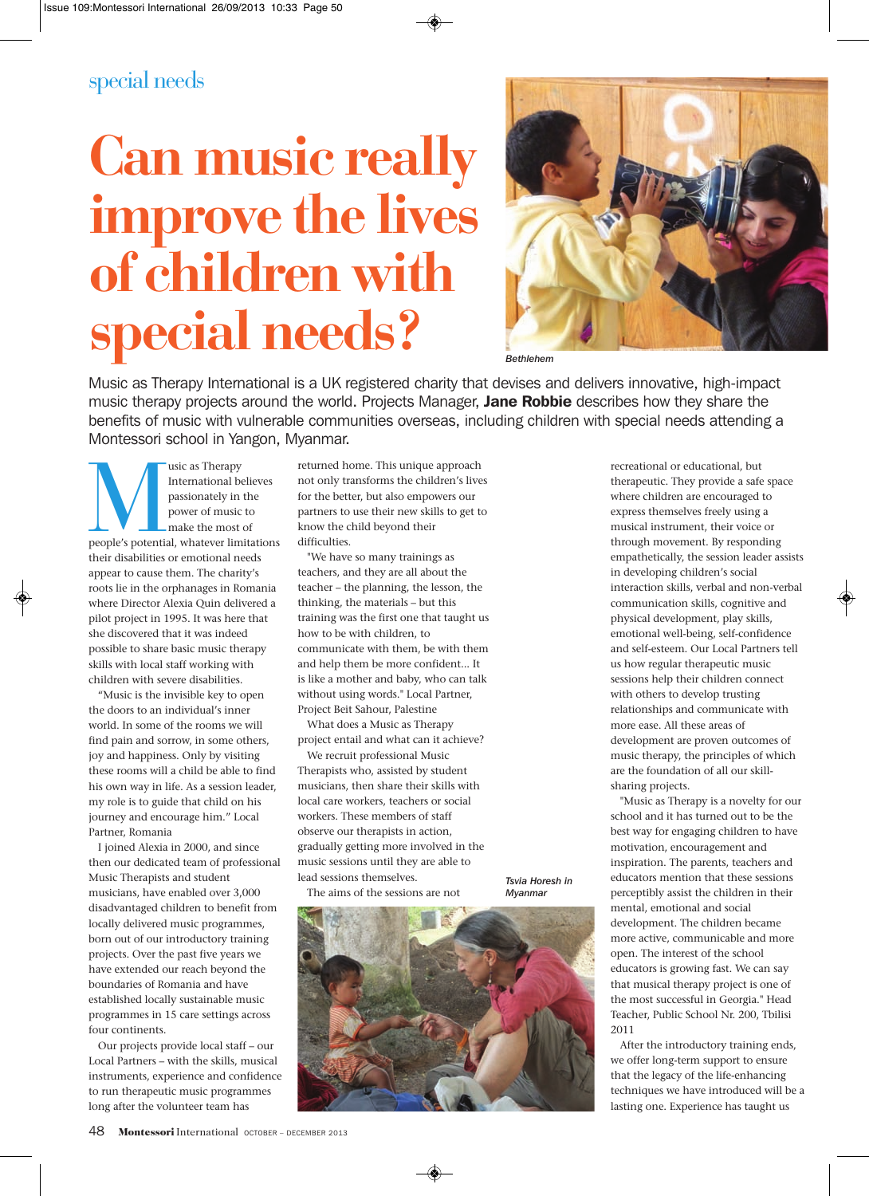special needs

# Can music really improve the lives of children with special needs?

*Bethlehem*

Music as Therapy International is a UK registered charity that devises and delivers innovative, high-impact music therapy projects around the world. Projects Manager, **Jane Robbie** describes how they share the benefits of music with vulnerable communities overseas, including children with special needs attending a Montessori school in Yangon, Myanmar.

Music as Therapy International believes passionately in the power of music to make the most of people's potential, whatever limitations their disabilities or emotional needs appear to cause them. The charity's roots lie in the orphanages in Romania where Director Alexia Quin delivered a pilot project in 1995. It was here that she discovered that it was indeed possible to share basic music therapy skills with local staff working with children with severe disabilities.

"Music is the invisible key to open the doors to an individual's inner world. In some of the rooms we will find pain and sorrow, in some others, joy and happiness. Only by visiting these rooms will a child be able to find his own way in life. As a session leader, my role is to guide that child on his journey and encourage him." Local Partner, Romania

I joined Alexia in 2000, and since then our dedicated team of professional Music Therapists and student musicians, have enabled over 3,000 disadvantaged children to benefit from locally delivered music programmes, born out of our introductory training projects. Over the past five years we have extended our reach beyond the boundaries of Romania and have established locally sustainable music programmes in 15 care settings across four continents.

Our projects provide local staff – our Local Partners – with the skills, musical instruments, experience and confidence to run therapeutic music programmes long after the volunteer team has returned home. This unique approach not only transforms the children's lives for the better, but also empowers our partners to use their new skills to get to know the child beyond their difficulties.

"We have so many trainings as teachers, and they are all about the teacher – the planning, the lesson, the thinking, the materials – but this training was the first one that taught us how to be with children, to communicate with them, be with them and help them be more confident... It is like a mother and baby, who can talk without using words." Local Partner, Project Beit Sahour, Palestine

What does a Music as Therapy project entail and what can it achieve?

We recruit professional Music Therapists who, assisted by student musicians, then share their skills with local care workers, teachers or social workers. These members of staff observe our therapists in action, gradually getting more involved in the music sessions until they are able to lead sessions themselves.

The aims of the sessions are not recreational or educational, but therapeutic. They provide a safe space where children are encouraged to express themselves freely using a musical instrument, their voice or through movement. By responding empathetically, the session leader assists in developing children's social interaction skills, verbal and non-verbal communication skills, cognitive and physical development, play skills, emotional well-being, self-confidence and self-esteem. Our Local Partners tell us how regular therapeutic music sessions help their children connect with others to develop trusting relationships and communicate with more ease. All these areas of development are proven outcomes of music therapy, the principles of which are the foundation of all our skill-sharing projects.

*Tsvia Horesh in Myanmar*

"Music as Therapy is a novelty for our school and it has turned out to be the best way for engaging children to have motivation, encouragement and inspiration. The parents, teachers and educators mention that these sessions perceptibly assist the children in their mental, emotional and social development. The children became more active, communicable and more open. The interest of the school educators is growing fast. We can say that musical therapy project is one of the most successful in Georgia." Head Teacher, Public School Nr. 200, Tbilisi 2011

After the introductory training ends, we offer long-term support to ensure that the legacy of the life-enhancing techniques we have introduced will be a lasting one. Experience has taught us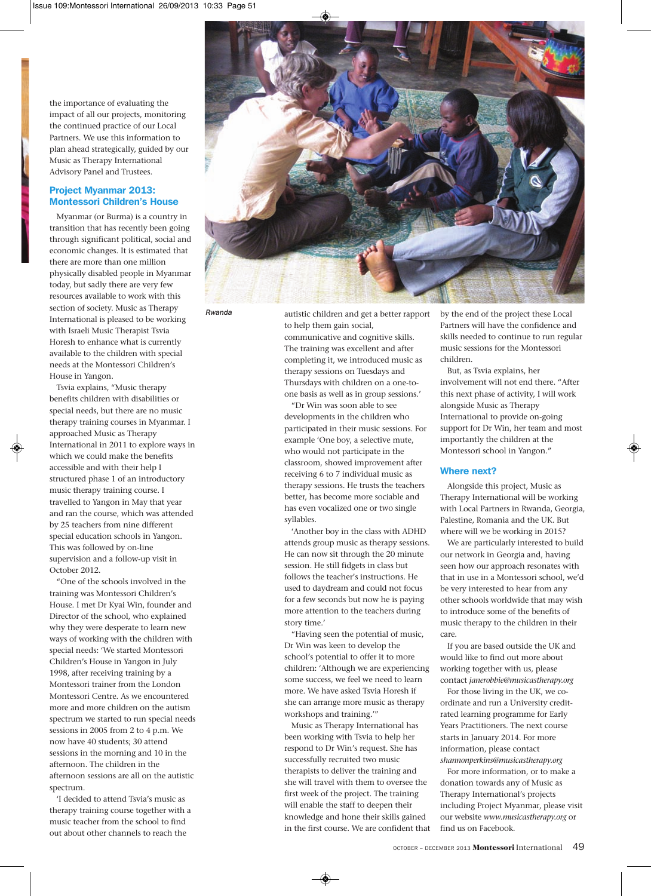the importance of evaluating the impact of all our projects, monitoring the continued practice of our Local Partners. We use this information to plan ahead strategically, guided by our Music as Therapy International Advisory Panel and Trustees.

## Project Myanmar 2013: Montessori Children's House

Myanmar (or Burma) is a country in transition that has recently been going through significant political, social and economic changes. It is estimated that there are more than one million physically disabled people in Myanmar today, but sadly there are very few resources available to work with this section of society. Music as Therapy International is pleased to be working with Israeli Music Therapist Tsvia Horesh to enhance what is currently available to the children with special needs at the Montessori Children's House in Yangon.

Tsvia explains, "Music therapy benefits children with disabilities or special needs, but there are no music therapy training courses in Myanmar. I approached Music as Therapy International in 2011 to explore ways in which we could make the benefits accessible and with their help I structured phase 1 of an introductory music therapy training course. I travelled to Yangon in May that year and ran the course, which was attended by 25 teachers from nine different special education schools in Yangon. This was followed by on-line supervision and a follow-up visit in October 2012.

"One of the schools involved in the training was Montessori Children's House. I met Dr Kyai Win, founder and Director of the school, who explained why they were desperate to learn new ways of working with the children with special needs: 'We started Montessori Children's House in Yangon in July 1998, after receiving training by a Montessori trainer from the London Montessori Centre. As we encountered more and more children on the autism spectrum we started to run special needs sessions in 2005 from 2 to 4 p.m. We now have 40 students; 30 attend sessions in the morning and 10 in the afternoon. The children in the afternoon sessions are all on the autistic spectrum.

'I decided to attend Tsvia's music as therapy training course together with a music teacher from the school to find out about other channels to reach the autistic children and get a better rapport to help them gain social, communicative and cognitive skills. The training was excellent and after completing it, we introduced music as therapy sessions on Tuesdays and Thursdays with children on a one-to-one basis as well as in group sessions.'

"Dr Win was soon able to see developments in the children who participated in their music sessions. For example 'One boy, a selective mute, who would not participate in the classroom, showed improvement after receiving 6 to 7 individual music as therapy sessions. He trusts the teachers better, has become more sociable and has even vocalized one or two single syllables.

'Another boy in the class with ADHD attends group music as therapy sessions. He can now sit through the 20 minute session. He still fidgets in class but follows the teacher's instructions. He used to daydream and could not focus for a few seconds but now he is paying more attention to the teachers during story time.'

"Having seen the potential of music, Dr Win was keen to develop the school's potential to offer it to more children: 'Although we are experiencing some success, we feel we need to learn more. We have asked Tsvia Horesh if she can arrange more music as therapy workshops and training.'"

Music as Therapy International has been working with Tsvia to help her respond to Dr Win's request. She has successfully recruited two music therapists to deliver the training and she will travel with them to oversee the first week of the project. The training will enable the staff to deepen their knowledge and hone their skills gained in the first course. We are confident that by the end of the project these Local Partners will have the confidence and skills needed to continue to run regular music sessions for the Montessori children.

But, as Tsvia explains, her involvement will not end there. "After this next phase of activity, I will work alongside Music as Therapy International to provide on-going support for Dr Win, her team and most importantly the children at the Montessori school in Yangon."

Rwanda

## Where next?

Alongside this project, Music as Therapy International will be working with Local Partners in Rwanda, Georgia, Palestine, Romania and the UK. But where will we be working in 2015?

We are particularly interested to build our network in Georgia and, having seen how our approach resonates with that in use in a Montessori school, we'd be very interested to hear from any other schools worldwide that may wish to introduce some of the benefits of music therapy to the children in their care.

If you are based outside the UK and would like to find out more about working together with us, please contact *janerobbie@musicastherapy.org*

For those living in the UK, we co-ordinate and run a University credit-rated learning programme for Early Years Practitioners. The next course starts in January 2014. For more information, please contact *shannonperkins@musicastherapy.org*

For more information, or to make a donation towards any of Music as Therapy International's projects including Project Myanmar, please visit our website *www.musicastherapy.org* or find us on Facebook.